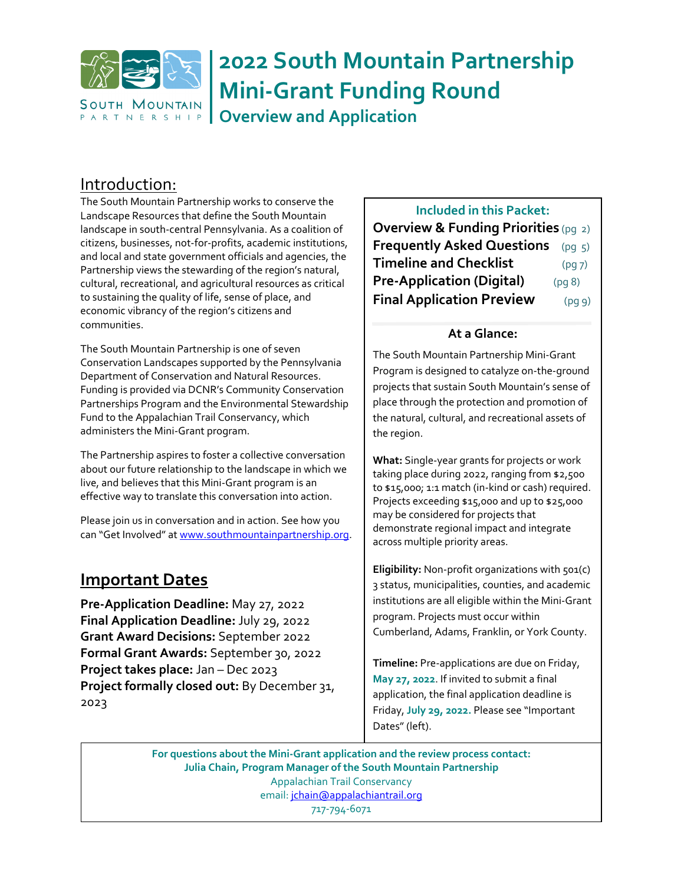# 2022 South Mountain Partnership Mini-Grant Funding Round

## Overview and Application

SOUTH MOUNTAIN PARTNERSHIP

## Introduction:

The South Mountain Partnership works to conserve the Landscape Resources that define the South Mountain landscape in south-central Pennsylvania. As a coalition of citizens, businesses, not-for-profits, academic institutions, and local and state government officials and agencies, the Partnership views the stewarding of the region's natural, cultural, recreational, and agricultural resources as critical to sustaining the quality of life, sense of place, and economic vibrancy of the region's citizens and communities.

The South Mountain Partnership is one of seven Conservation Landscapes supported by the Pennsylvania Department of Conservation and Natural Resources. Funding is provided via DCNR's Community Conservation Partnerships Program and the Environmental Stewardship Fund to the Appalachian Trail Conservancy, which administers the Mini-Grant program.

The Partnership aspires to foster a collective conversation about our future relationship to the landscape in which we live, and believes that this Mini-Grant program is an effective way to translate this conversation into action.

Please join us in conversation and in action. See how you can "Get Involved" at www.southmountainpartnership.org.

## Important Dates

**Pre-Application Deadline:** May 27, 2022
**Final Application Deadline:** July 29, 2022
**Grant Award Decisions:** September 2022
**Formal Grant Awards:** September 30, 2022
**Project takes place:** Jan – Dec 2023
**Project formally closed out:** By December 31, 2023

### Included in this Packet:

**Overview & Funding Priorities** (pg 2)
**Frequently Asked Questions** (pg 5)
**Timeline and Checklist** (pg 7)
**Pre-Application (Digital)** (pg 8)
**Final Application Preview** (pg 9)

### At a Glance:

The South Mountain Partnership Mini-Grant Program is designed to catalyze on-the-ground projects that sustain South Mountain's sense of place through the protection and promotion of the natural, cultural, and recreational assets of the region.

**What:** Single-year grants for projects or work taking place during 2022, ranging from $2,500 to $15,000; 1:1 match (in-kind or cash) required. Projects exceeding $15,000 and up to $25,000 may be considered for projects that demonstrate regional impact and integrate across multiple priority areas.

**Eligibility:** Non-profit organizations with 501(c) 3 status, municipalities, counties, and academic institutions are all eligible within the Mini-Grant program. Projects must occur within Cumberland, Adams, Franklin, or York County.

**Timeline:** Pre-applications are due on Friday, **May 27, 2022**. If invited to submit a final application, the final application deadline is Friday, **July 29, 2022.** Please see "Important Dates" (left).

**For questions about the Mini-Grant application and the review process contact:**
**Julia Chain, Program Manager of the South Mountain Partnership**
Appalachian Trail Conservancy
email: jchain@appalachiantrail.org
717-794-6071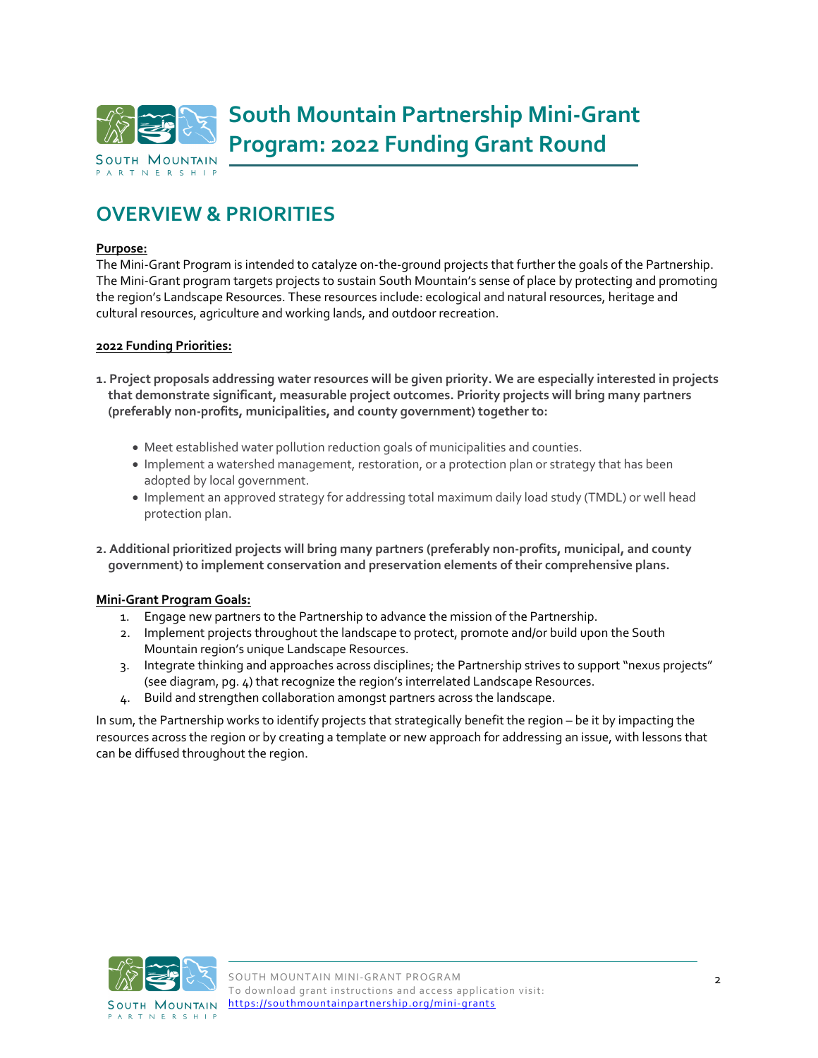# South Mountain Partnership Mini-Grant Program: 2022 Funding Grant Round

## OVERVIEW & PRIORITIES

**Purpose:**

The Mini-Grant Program is intended to catalyze on-the-ground projects that further the goals of the Partnership. The Mini-Grant program targets projects to sustain South Mountain's sense of place by protecting and promoting the region's Landscape Resources. These resources include: ecological and natural resources, heritage and cultural resources, agriculture and working lands, and outdoor recreation.

**2022 Funding Priorities:**

1. **Project proposals addressing water resources will be given priority. We are especially interested in projects that demonstrate significant, measurable project outcomes. Priority projects will bring many partners (preferably non-profits, municipalities, and county government) together to:**
    - Meet established water pollution reduction goals of municipalities and counties.
    - Implement a watershed management, restoration, or a protection plan or strategy that has been adopted by local government.
    - Implement an approved strategy for addressing total maximum daily load study (TMDL) or well head protection plan.

2. **Additional prioritized projects will bring many partners (preferably non-profits, municipal, and county government) to implement conservation and preservation elements of their comprehensive plans.**

**Mini-Grant Program Goals:**

1. Engage new partners to the Partnership to advance the mission of the Partnership.
2. Implement projects throughout the landscape to protect, promote and/or build upon the South Mountain region's unique Landscape Resources.
3. Integrate thinking and approaches across disciplines; the Partnership strives to support "nexus projects" (see diagram, pg. 4) that recognize the region's interrelated Landscape Resources.
4. Build and strengthen collaboration amongst partners across the landscape.

In sum, the Partnership works to identify projects that strategically benefit the region – be it by impacting the resources across the region or by creating a template or new approach for addressing an issue, with lessons that can be diffused throughout the region.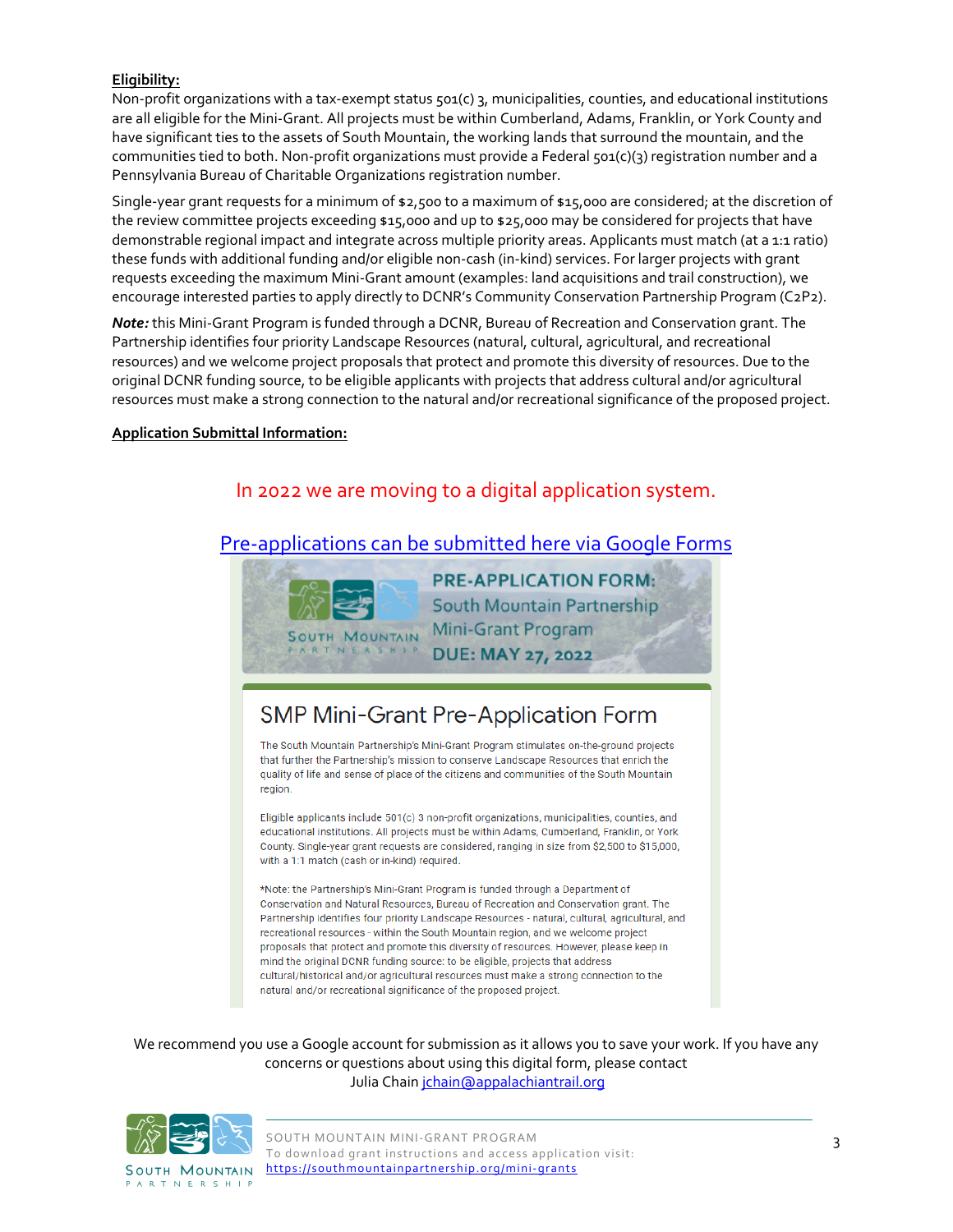**Eligibility:**

Non-profit organizations with a tax-exempt status 501(c) 3, municipalities, counties, and educational institutions are all eligible for the Mini-Grant. All projects must be within Cumberland, Adams, Franklin, or York County and have significant ties to the assets of South Mountain, the working lands that surround the mountain, and the communities tied to both. Non-profit organizations must provide a Federal 501(c)(3) registration number and a Pennsylvania Bureau of Charitable Organizations registration number.

Single-year grant requests for a minimum of $2,500 to a maximum of $15,000 are considered; at the discretion of the review committee projects exceeding $15,000 and up to $25,000 may be considered for projects that have demonstrable regional impact and integrate across multiple priority areas. Applicants must match (at a 1:1 ratio) these funds with additional funding and/or eligible non-cash (in-kind) services. For larger projects with grant requests exceeding the maximum Mini-Grant amount (examples: land acquisitions and trail construction), we encourage interested parties to apply directly to DCNR's Community Conservation Partnership Program (C2P2).

***Note:*** this Mini-Grant Program is funded through a DCNR, Bureau of Recreation and Conservation grant. The Partnership identifies four priority Landscape Resources (natural, cultural, agricultural, and recreational resources) and we welcome project proposals that protect and promote this diversity of resources. Due to the original DCNR funding source, to be eligible applicants with projects that address cultural and/or agricultural resources must make a strong connection to the natural and/or recreational significance of the proposed project.

**Application Submittal Information:**

In 2022 we are moving to a digital application system.

[Pre-applications can be submitted here via Google Forms]

PRE-APPLICATION FORM: South Mountain Partnership Mini-Grant Program DUE: MAY 27, 2022

SMP Mini-Grant Pre-Application Form

The South Mountain Partnership's Mini-Grant Program stimulates on-the-ground projects that further the Partnership's mission to conserve Landscape Resources that enrich the quality of life and sense of place of the citizens and communities of the South Mountain region.

Eligible applicants include 501(c) 3 non-profit organizations, municipalities, counties, and educational institutions. All projects must be within Adams, Cumberland, Franklin, or York County. Single-year grant requests are considered, ranging in size from $2,500 to $15,000, with a 1:1 match (cash or in-kind) required.

*Note: the Partnership's Mini-Grant Program is funded through a Department of Conservation and Natural Resources, Bureau of Recreation and Conservation grant. The Partnership identifies four priority Landscape Resources - natural, cultural, agricultural, and recreational resources - within the South Mountain region, and we welcome project proposals that protect and promote this diversity of resources. However, please keep in mind the original DCNR funding source: to be eligible, projects that address cultural/historical and/or agricultural resources must make a strong connection to the natural and/or recreational significance of the proposed project.

We recommend you use a Google account for submission as it allows you to save your work. If you have any concerns or questions about using this digital form, please contact Julia Chain jchain@appalachiantrail.org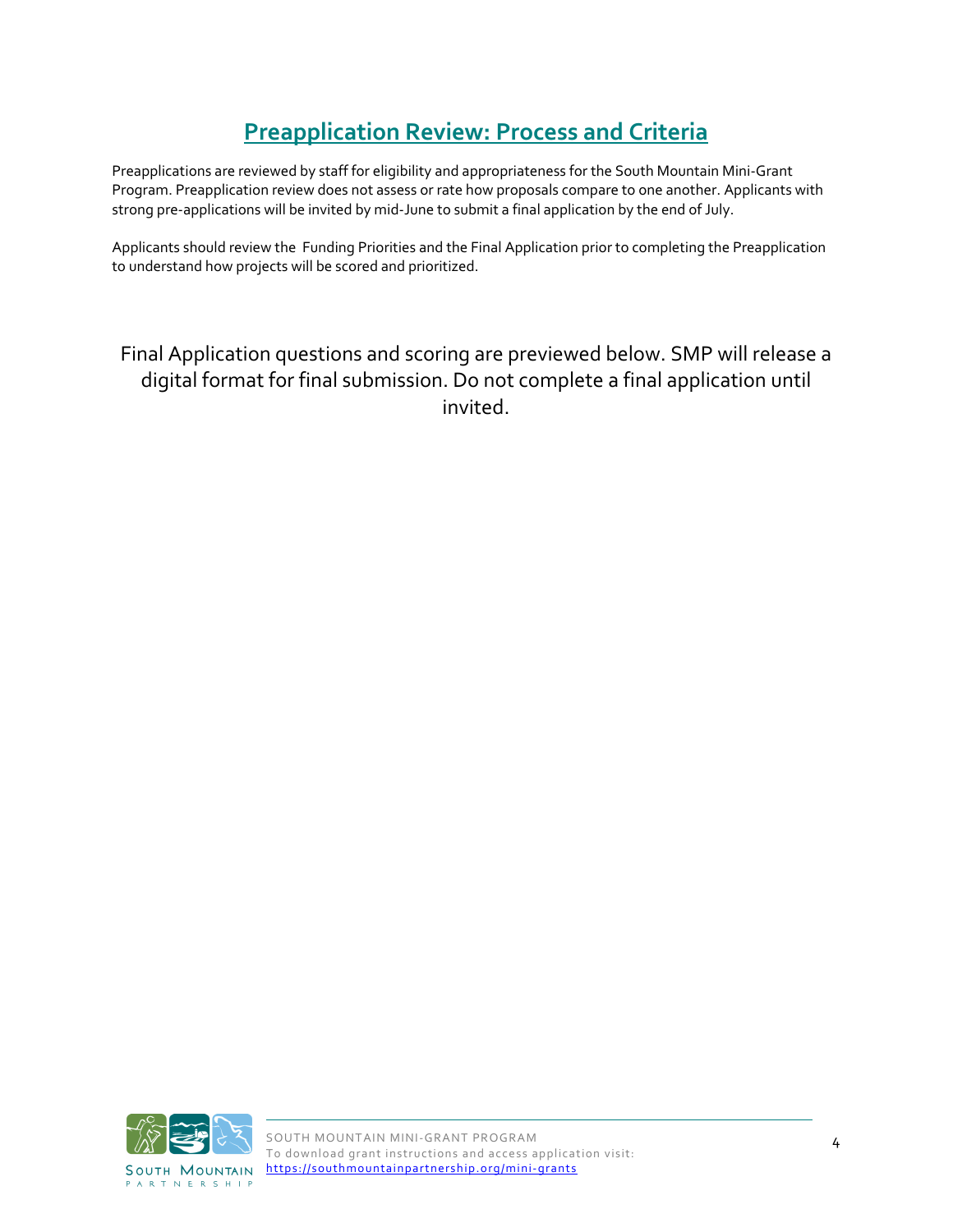## Preapplication Review: Process and Criteria

Preapplications are reviewed by staff for eligibility and appropriateness for the South Mountain Mini-Grant Program. Preapplication review does not assess or rate how proposals compare to one another. Applicants with strong pre-applications will be invited by mid-June to submit a final application by the end of July.

Applicants should review the Funding Priorities and the Final Application prior to completing the Preapplication to understand how projects will be scored and prioritized.

Final Application questions and scoring are previewed below. SMP will release a digital format for final submission. Do not complete a final application until invited.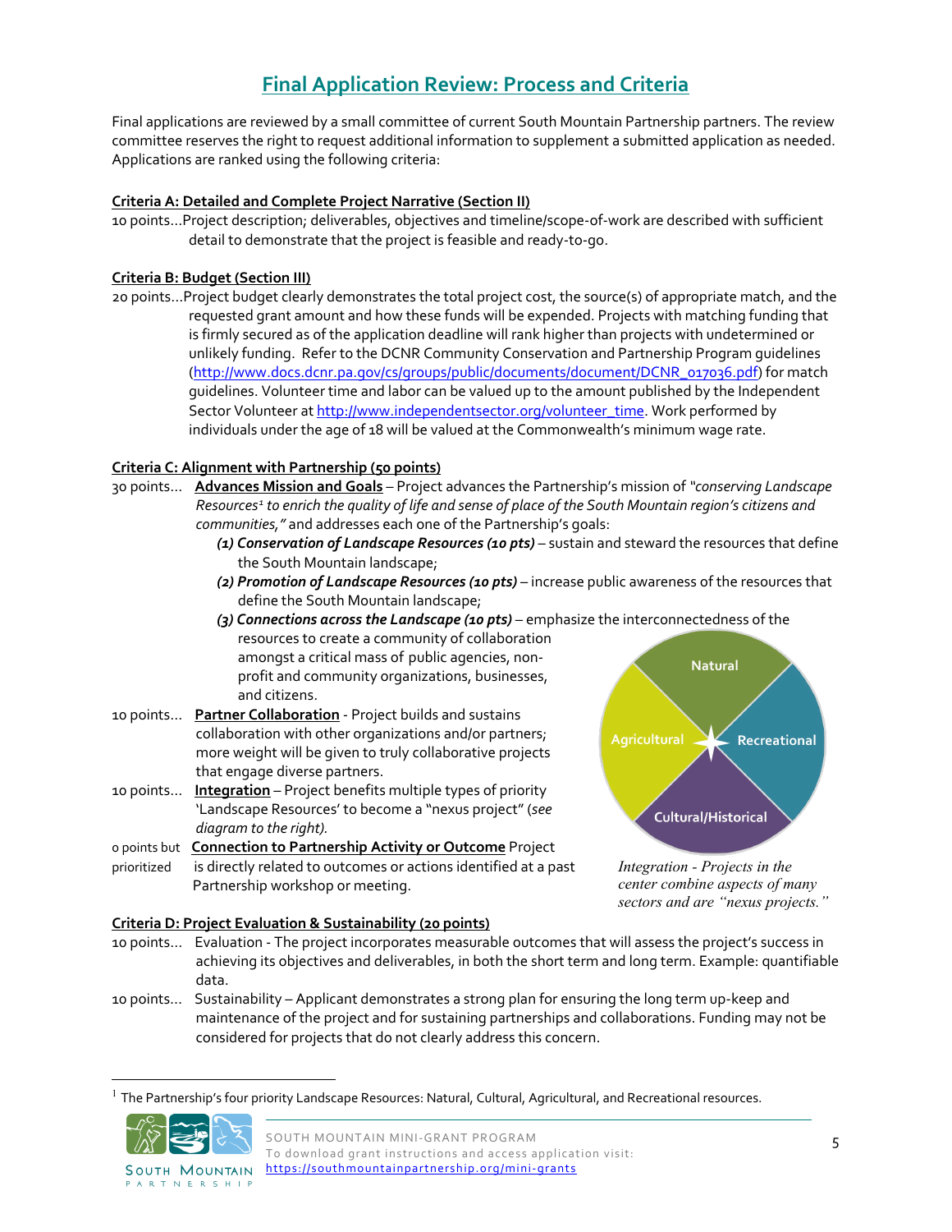## Final Application Review: Process and Criteria

Final applications are reviewed by a small committee of current South Mountain Partnership partners. The review committee reserves the right to request additional information to supplement a submitted application as needed. Applications are ranked using the following criteria:

**Criteria A: Detailed and Complete Project Narrative (Section II)**

10 points…Project description; deliverables, objectives and timeline/scope-of-work are described with sufficient detail to demonstrate that the project is feasible and ready-to-go.

**Criteria B: Budget (Section III)**

20 points…Project budget clearly demonstrates the total project cost, the source(s) of appropriate match, and the requested grant amount and how these funds will be expended. Projects with matching funding that is firmly secured as of the application deadline will rank higher than projects with undetermined or unlikely funding. Refer to the DCNR Community Conservation and Partnership Program guidelines (http://www.docs.dcnr.pa.gov/cs/groups/public/documents/document/DCNR_017036.pdf) for match guidelines. Volunteer time and labor can be valued up to the amount published by the Independent Sector Volunteer at http://www.independentsector.org/volunteer_time. Work performed by individuals under the age of 18 will be valued at the Commonwealth's minimum wage rate.

**Criteria C: Alignment with Partnership (50 points)**

30 points… **Advances Mission and Goals** – Project advances the Partnership's mission of *"conserving Landscape Resources[1] to enrich the quality of life and sense of place of the South Mountain region's citizens and communities,"* and addresses each one of the Partnership's goals:

- ***(1) Conservation of Landscape Resources (10 pts)*** – sustain and steward the resources that define the South Mountain landscape;
- ***(2) Promotion of Landscape Resources (10 pts)*** – increase public awareness of the resources that define the South Mountain landscape;
- ***(3) Connections across the Landscape (10 pts)*** – emphasize the interconnectedness of the resources to create a community of collaboration amongst a critical mass of public agencies, non-profit and community organizations, businesses, and citizens.

10 points… **Partner Collaboration** - Project builds and sustains collaboration with other organizations and/or partners; more weight will be given to truly collaborative projects that engage diverse partners.

10 points… **Integration** – Project benefits multiple types of priority 'Landscape Resources' to become a "nexus project" (*see diagram to the right).*

0 points but prioritized… **Connection to Partnership Activity or Outcome** Project is directly related to outcomes or actions identified at a past Partnership workshop or meeting.

Natural | Agricultural | Recreational | Cultural/Historical

*Integration - Projects in the center combine aspects of many sectors and are "nexus projects."*

**Criteria D: Project Evaluation & Sustainability (20 points)**

10 points… Evaluation - The project incorporates measurable outcomes that will assess the project's success in achieving its objectives and deliverables, in both the short term and long term. Example: quantifiable data.

10 points… Sustainability – Applicant demonstrates a strong plan for ensuring the long term up-keep and maintenance of the project and for sustaining partnerships and collaborations. Funding may not be considered for projects that do not clearly address this concern.

[1] The Partnership's four priority Landscape Resources: Natural, Cultural, Agricultural, and Recreational resources.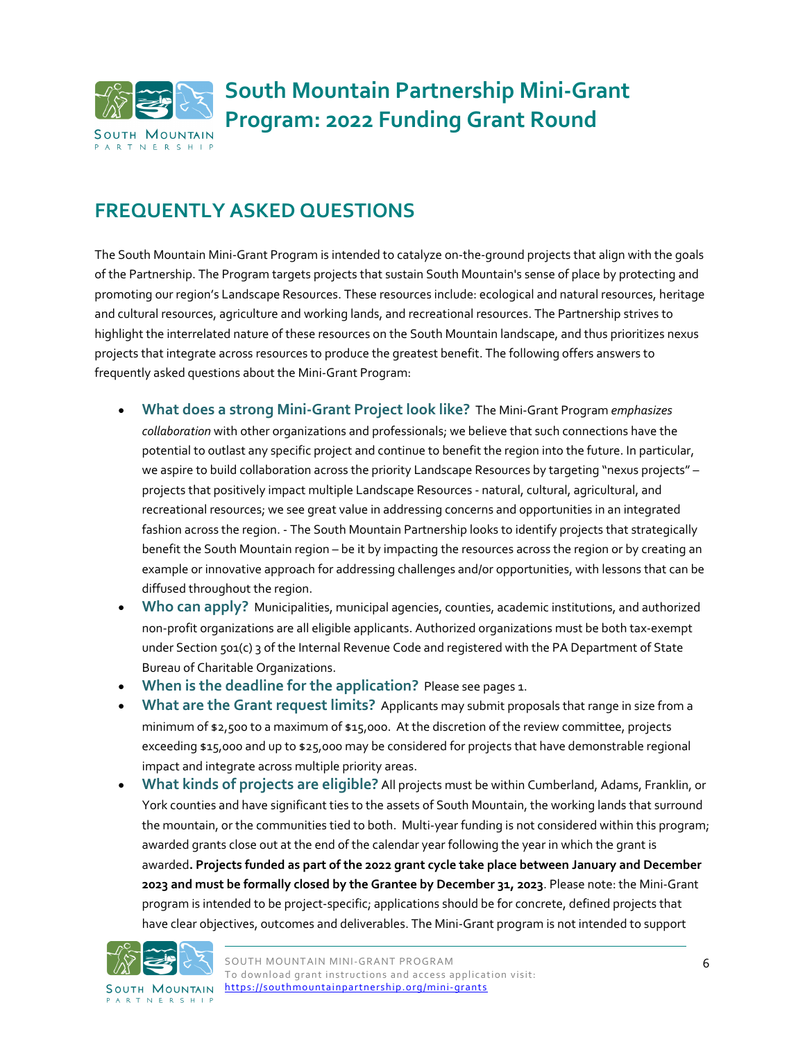# South Mountain Partnership Mini-Grant Program: 2022 Funding Grant Round

## FREQUENTLY ASKED QUESTIONS

The South Mountain Mini-Grant Program is intended to catalyze on-the-ground projects that align with the goals of the Partnership. The Program targets projects that sustain South Mountain's sense of place by protecting and promoting our region's Landscape Resources. These resources include: ecological and natural resources, heritage and cultural resources, agriculture and working lands, and recreational resources. The Partnership strives to highlight the interrelated nature of these resources on the South Mountain landscape, and thus prioritizes nexus projects that integrate across resources to produce the greatest benefit. The following offers answers to frequently asked questions about the Mini-Grant Program:

- **What does a strong Mini-Grant Project look like?** The Mini-Grant Program *emphasizes collaboration* with other organizations and professionals; we believe that such connections have the potential to outlast any specific project and continue to benefit the region into the future. In particular, we aspire to build collaboration across the priority Landscape Resources by targeting "nexus projects" – projects that positively impact multiple Landscape Resources - natural, cultural, agricultural, and recreational resources; we see great value in addressing concerns and opportunities in an integrated fashion across the region. - The South Mountain Partnership looks to identify projects that strategically benefit the South Mountain region – be it by impacting the resources across the region or by creating an example or innovative approach for addressing challenges and/or opportunities, with lessons that can be diffused throughout the region.
- **Who can apply?** Municipalities, municipal agencies, counties, academic institutions, and authorized non-profit organizations are all eligible applicants. Authorized organizations must be both tax-exempt under Section 501(c) 3 of the Internal Revenue Code and registered with the PA Department of State Bureau of Charitable Organizations.
- **When is the deadline for the application?** Please see pages 1.
- **What are the Grant request limits?** Applicants may submit proposals that range in size from a minimum of $2,500 to a maximum of $15,000. At the discretion of the review committee, projects exceeding $15,000 and up to $25,000 may be considered for projects that have demonstrable regional impact and integrate across multiple priority areas.
- **What kinds of projects are eligible?** All projects must be within Cumberland, Adams, Franklin, or York counties and have significant ties to the assets of South Mountain, the working lands that surround the mountain, or the communities tied to both. Multi-year funding is not considered within this program; awarded grants close out at the end of the calendar year following the year in which the grant is awarded. **Projects funded as part of the 2022 grant cycle take place between January and December 2023 and must be formally closed by the Grantee by December 31, 2023**. Please note: the Mini-Grant program is intended to be project-specific; applications should be for concrete, defined projects that have clear objectives, outcomes and deliverables. The Mini-Grant program is not intended to support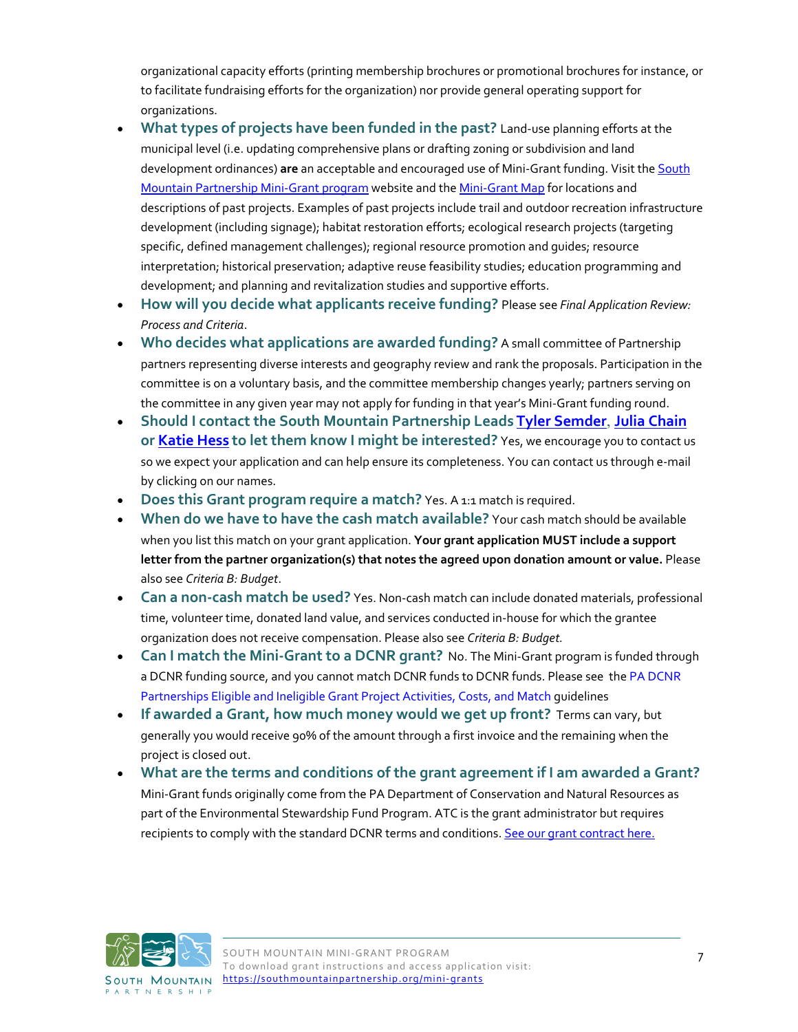organizational capacity efforts (printing membership brochures or promotional brochures for instance, or to facilitate fundraising efforts for the organization) nor provide general operating support for organizations.

- **What types of projects have been funded in the past?** Land-use planning efforts at the municipal level (i.e. updating comprehensive plans or drafting zoning or subdivision and land development ordinances) **are** an acceptable and encouraged use of Mini-Grant funding. Visit the South Mountain Partnership Mini-Grant program website and the Mini-Grant Map for locations and descriptions of past projects. Examples of past projects include trail and outdoor recreation infrastructure development (including signage); habitat restoration efforts; ecological research projects (targeting specific, defined management challenges); regional resource promotion and guides; resource interpretation; historical preservation; adaptive reuse feasibility studies; education programming and development; and planning and revitalization studies and supportive efforts.
- **How will you decide what applicants receive funding?** Please see *Final Application Review: Process and Criteria*.
- **Who decides what applications are awarded funding?** A small committee of Partnership partners representing diverse interests and geography review and rank the proposals. Participation in the committee is on a voluntary basis, and the committee membership changes yearly; partners serving on the committee in any given year may not apply for funding in that year's Mini-Grant funding round.
- **Should I contact the South Mountain Partnership Leads Tyler Semder, Julia Chain or Katie Hess to let them know I might be interested?** Yes, we encourage you to contact us so we expect your application and can help ensure its completeness. You can contact us through e-mail by clicking on our names.
- **Does this Grant program require a match?** Yes. A 1:1 match is required.
- **When do we have to have the cash match available?** Your cash match should be available when you list this match on your grant application. **Your grant application MUST include a support letter from the partner organization(s) that notes the agreed upon donation amount or value.** Please also see *Criteria B: Budget*.
- **Can a non-cash match be used?** Yes. Non-cash match can include donated materials, professional time, volunteer time, donated land value, and services conducted in-house for which the grantee organization does not receive compensation. Please also see *Criteria B: Budget.*
- **Can I match the Mini-Grant to a DCNR grant?** No. The Mini-Grant program is funded through a DCNR funding source, and you cannot match DCNR funds to DCNR funds. Please see the PA DCNR Partnerships Eligible and Ineligible Grant Project Activities, Costs, and Match guidelines
- **If awarded a Grant, how much money would we get up front?** Terms can vary, but generally you would receive 90% of the amount through a first invoice and the remaining when the project is closed out.
- **What are the terms and conditions of the grant agreement if I am awarded a Grant?** Mini-Grant funds originally come from the PA Department of Conservation and Natural Resources as part of the Environmental Stewardship Fund Program. ATC is the grant administrator but requires recipients to comply with the standard DCNR terms and conditions. See our grant contract here.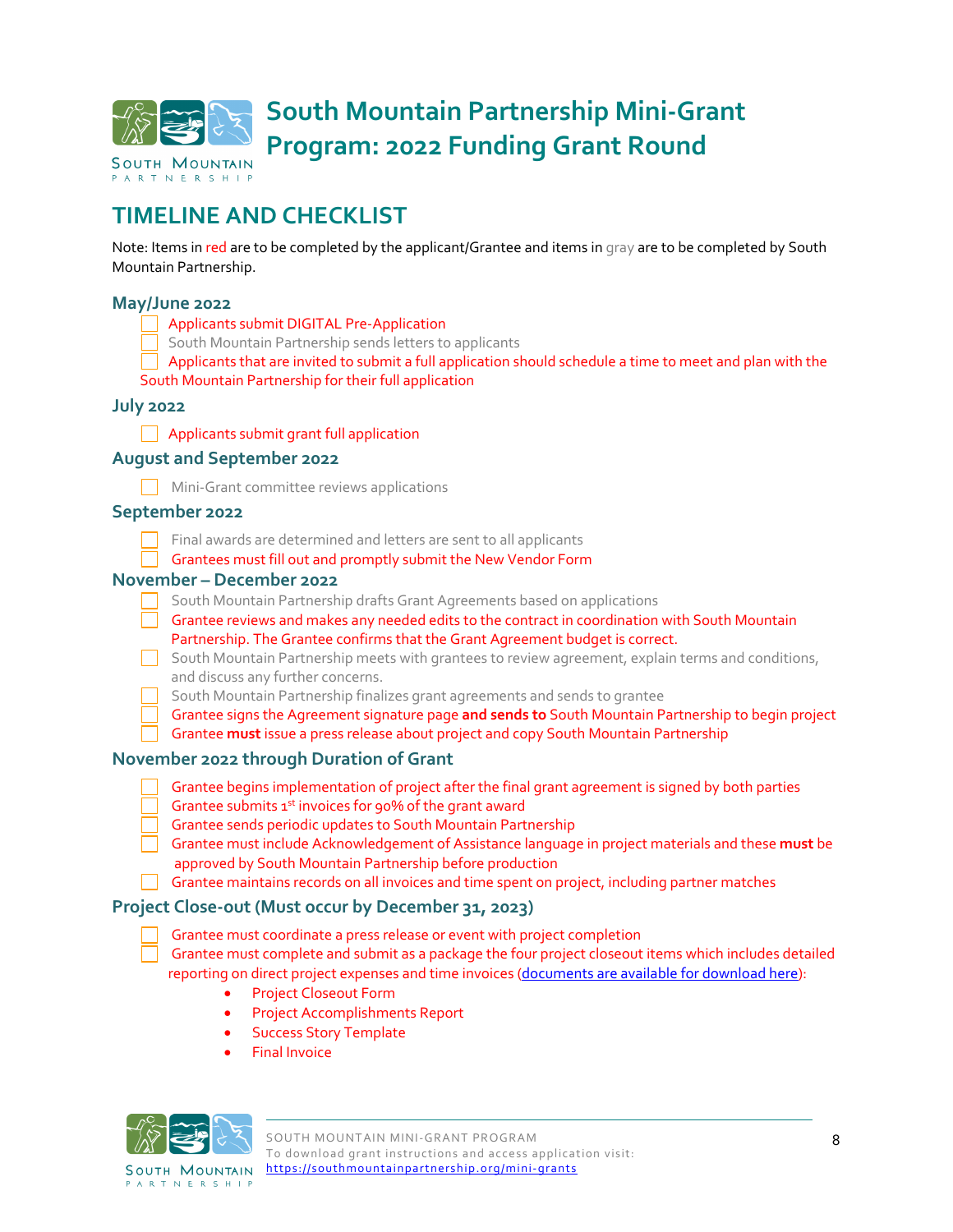# South Mountain Partnership Mini-Grant Program: 2022 Funding Grant Round

## TIMELINE AND CHECKLIST

Note: Items in red are to be completed by the applicant/Grantee and items in gray are to be completed by South Mountain Partnership.

### May/June 2022

- [ ] Applicants submit DIGITAL Pre-Application
- [ ] South Mountain Partnership sends letters to applicants
- [ ] Applicants that are invited to submit a full application should schedule a time to meet and plan with the South Mountain Partnership for their full application

### July 2022

- [ ] Applicants submit grant full application

### August and September 2022

- [ ] Mini-Grant committee reviews applications

### September 2022

- [ ] Final awards are determined and letters are sent to all applicants
- [ ] Grantees must fill out and promptly submit the New Vendor Form

### November – December 2022

- [ ] South Mountain Partnership drafts Grant Agreements based on applications
- [ ] Grantee reviews and makes any needed edits to the contract in coordination with South Mountain Partnership. The Grantee confirms that the Grant Agreement budget is correct.
- [ ] South Mountain Partnership meets with grantees to review agreement, explain terms and conditions, and discuss any further concerns.
- [ ] South Mountain Partnership finalizes grant agreements and sends to grantee
- [ ] Grantee signs the Agreement signature page **and sends to** South Mountain Partnership to begin project
- [ ] Grantee **must** issue a press release about project and copy South Mountain Partnership

### November 2022 through Duration of Grant

- [ ] Grantee begins implementation of project after the final grant agreement is signed by both parties
- [ ] Grantee submits 1st invoices for 90% of the grant award
- [ ] Grantee sends periodic updates to South Mountain Partnership
- [ ] Grantee must include Acknowledgement of Assistance language in project materials and these **must** be approved by South Mountain Partnership before production
- [ ] Grantee maintains records on all invoices and time spent on project, including partner matches

### Project Close-out (Must occur by December 31, 2023)

- [ ] Grantee must coordinate a press release or event with project completion
- [ ] Grantee must complete and submit as a package the four project closeout items which includes detailed reporting on direct project expenses and time invoices (documents are available for download here):
    - Project Closeout Form
    - Project Accomplishments Report
    - Success Story Template
    - Final Invoice

SOUTH MOUNTAIN MINI-GRANT PROGRAM
To download grant instructions and access application visit: https://southmountainpartnership.org/mini-grants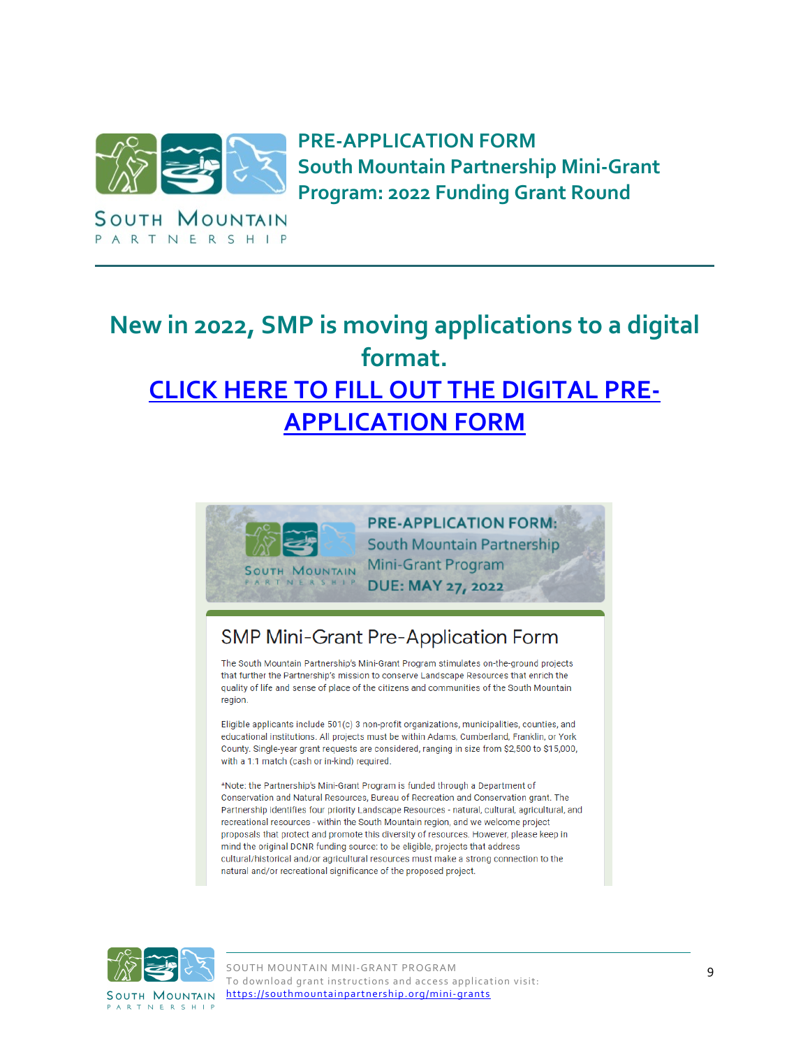# PRE-APPLICATION FORM
## South Mountain Partnership Mini-Grant Program: 2022 Funding Grant Round

## New in 2022, SMP is moving applications to a digital format.

## CLICK HERE TO FILL OUT THE DIGITAL PRE-APPLICATION FORM

**PRE-APPLICATION FORM:**
South Mountain Partnership
Mini-Grant Program
**DUE: MAY 27, 2022**

### SMP Mini-Grant Pre-Application Form

The South Mountain Partnership's Mini-Grant Program stimulates on-the-ground projects that further the Partnership's mission to conserve Landscape Resources that enrich the quality of life and sense of place of the citizens and communities of the South Mountain region.

Eligible applicants include 501(c) 3 non-profit organizations, municipalities, counties, and educational institutions. All projects must be within Adams, Cumberland, Franklin, or York County. Single-year grant requests are considered, ranging in size from $2,500 to $15,000, with a 1:1 match (cash or in-kind) required.

*Note: the Partnership's Mini-Grant Program is funded through a Department of Conservation and Natural Resources, Bureau of Recreation and Conservation grant. The Partnership identifies four priority Landscape Resources - natural, cultural, agricultural, and recreational resources - within the South Mountain region, and we welcome project proposals that protect and promote this diversity of resources. However, please keep in mind the original DCNR funding source: to be eligible, projects that address cultural/historical and/or agricultural resources must make a strong connection to the natural and/or recreational significance of the proposed project.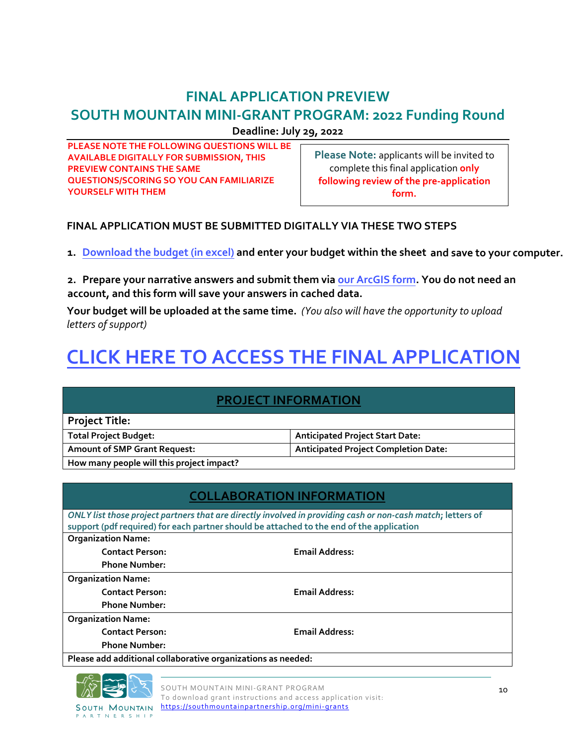# FINAL APPLICATION PREVIEW

## SOUTH MOUNTAIN MINI-GRANT PROGRAM: 2022 Funding Round

**Deadline: July 29, 2022**

**PLEASE NOTE THE FOLLOWING QUESTIONS WILL BE AVAILABLE DIGITALLY FOR SUBMISSION, THIS PREVIEW CONTAINS THE SAME QUESTIONS/SCORING SO YOU CAN FAMILIARIZE YOURSELF WITH THEM**

**Please Note:** applicants will be invited to complete this final application **only following review of the pre-application form.**

**FINAL APPLICATION MUST BE SUBMITTED DIGITALLY VIA THESE TWO STEPS**

1. **Download the budget (in excel) and enter your budget within the sheet and save to your computer.**

2. **Prepare your narrative answers and submit them via our ArcGIS form. You do not need an account, and this form will save your answers in cached data.**

**Your budget will be uploaded at the same time.** *(You also will have the opportunity to upload letters of support)*

# CLICK HERE TO ACCESS THE FINAL APPLICATION

| PROJECT INFORMATION | |
|---|---|
| **Project Title:** | |
| **Total Project Budget:** | **Anticipated Project Start Date:** |
| **Amount of SMP Grant Request:** | **Anticipated Project Completion Date:** |
| **How many people will this project impact?** | |

| COLLABORATION INFORMATION | |
|---|---|
| *ONLY list those project partners that are directly involved in providing cash or non-cash match*; letters of support (pdf required) for each partner should be attached to the end of the application | |
| **Organization Name:** | |
| **Contact Person:** | **Email Address:** |
| **Phone Number:** | |
| **Organization Name:** | |
| **Contact Person:** | **Email Address:** |
| **Phone Number:** | |
| **Organization Name:** | |
| **Contact Person:** | **Email Address:** |
| **Phone Number:** | |
| **Please add additional collaborative organizations as needed:** | |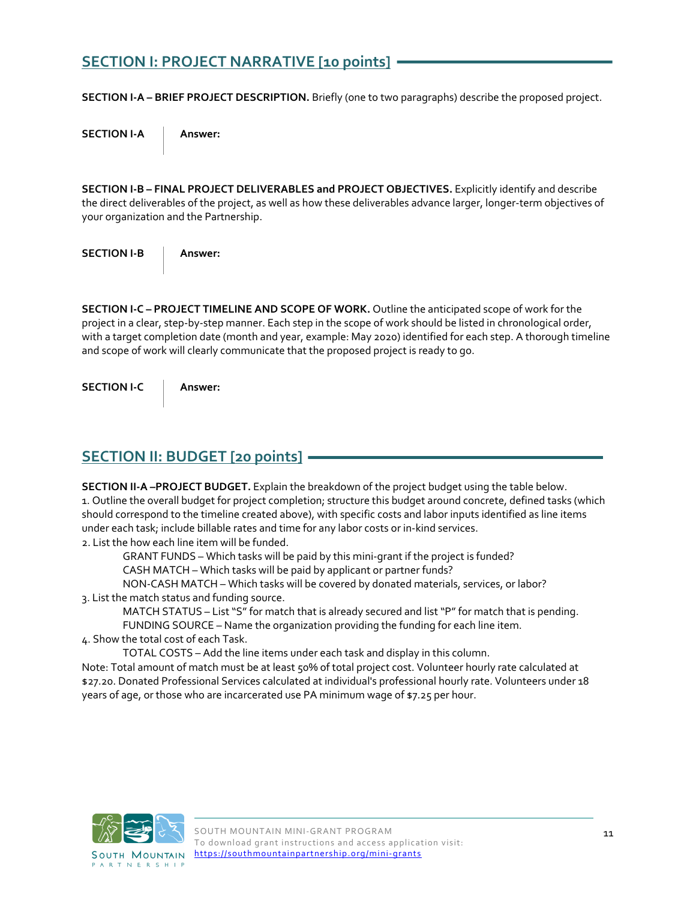## SECTION I: PROJECT NARRATIVE [10 points]

**SECTION I-A – BRIEF PROJECT DESCRIPTION.** Briefly (one to two paragraphs) describe the proposed project.

| **SECTION I-A** | **Answer:** |
|---|---|

**SECTION I-B – FINAL PROJECT DELIVERABLES and PROJECT OBJECTIVES.** Explicitly identify and describe the direct deliverables of the project, as well as how these deliverables advance larger, longer-term objectives of your organization and the Partnership.

| **SECTION I-B** | **Answer:** |
|---|---|

**SECTION I-C – PROJECT TIMELINE AND SCOPE OF WORK.** Outline the anticipated scope of work for the project in a clear, step-by-step manner. Each step in the scope of work should be listed in chronological order, with a target completion date (month and year, example: May 2020) identified for each step. A thorough timeline and scope of work will clearly communicate that the proposed project is ready to go.

| **SECTION I-C** | **Answer:** |
|---|---|

## SECTION II: BUDGET [20 points]

**SECTION II-A –PROJECT BUDGET.** Explain the breakdown of the project budget using the table below.

1. Outline the overall budget for project completion; structure this budget around concrete, defined tasks (which should correspond to the timeline created above), with specific costs and labor inputs identified as line items under each task; include billable rates and time for any labor costs or in-kind services.
2. List the how each line item will be funded.
   - GRANT FUNDS – Which tasks will be paid by this mini-grant if the project is funded?
   - CASH MATCH – Which tasks will be paid by applicant or partner funds?
   - NON-CASH MATCH – Which tasks will be covered by donated materials, services, or labor?
3. List the match status and funding source.
   - MATCH STATUS – List "S" for match that is already secured and list "P" for match that is pending.
   - FUNDING SOURCE – Name the organization providing the funding for each line item.
4. Show the total cost of each Task.
   - TOTAL COSTS – Add the line items under each task and display in this column.

Note: Total amount of match must be at least 50% of total project cost. Volunteer hourly rate calculated at $27.20. Donated Professional Services calculated at individual's professional hourly rate. Volunteers under 18 years of age, or those who are incarcerated use PA minimum wage of $7.25 per hour.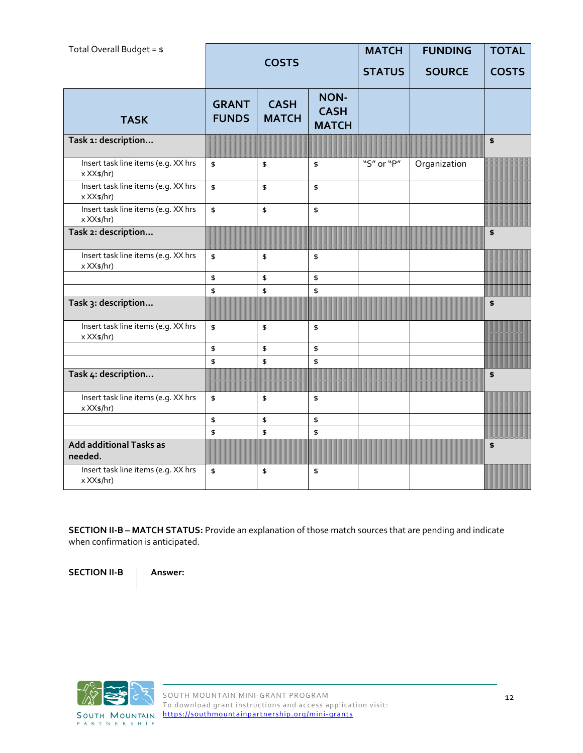| Total Overall Budget = $ | COSTS | | | MATCH STATUS | FUNDING SOURCE | TOTAL COSTS |
|---|---|---|---|---|---|---|
| **TASK** | **GRANT FUNDS** | **CASH MATCH** | **NON-CASH MATCH** | | | |
| **Task 1: description...** | | | | | | $ |
| Insert task line items (e.g. XX hrs x XX$/hr) | $ | $ | $ | "S" or "P" | Organization | |
| Insert task line items (e.g. XX hrs x XX$/hr) | $ | $ | $ | | | |
| Insert task line items (e.g. XX hrs x XX$/hr) | $ | $ | $ | | | |
| **Task 2: description...** | | | | | | $ |
| Insert task line items (e.g. XX hrs x XX$/hr) | $ | $ | $ | | | |
| | $ | $ | $ | | | |
| | $ | $ | $ | | | |
| **Task 3: description...** | | | | | | $ |
| Insert task line items (e.g. XX hrs x XX$/hr) | $ | $ | $ | | | |
| | $ | $ | $ | | | |
| | $ | $ | $ | | | |
| **Task 4: description...** | | | | | | $ |
| Insert task line items (e.g. XX hrs x XX$/hr) | $ | $ | $ | | | |
| | $ | $ | $ | | | |
| | $ | $ | $ | | | |
| **Add additional Tasks as needed.** | | | | | | $ |
| Insert task line items (e.g. XX hrs x XX$/hr) | $ | $ | $ | | | |

**SECTION II-B – MATCH STATUS:** Provide an explanation of those match sources that are pending and indicate when confirmation is anticipated.

**SECTION II-B** | **Answer:**

SOUTH MOUNTAIN MINI-GRANT PROGRAM
To download grant instructions and access application visit: https://southmountainpartnership.org/mini-grants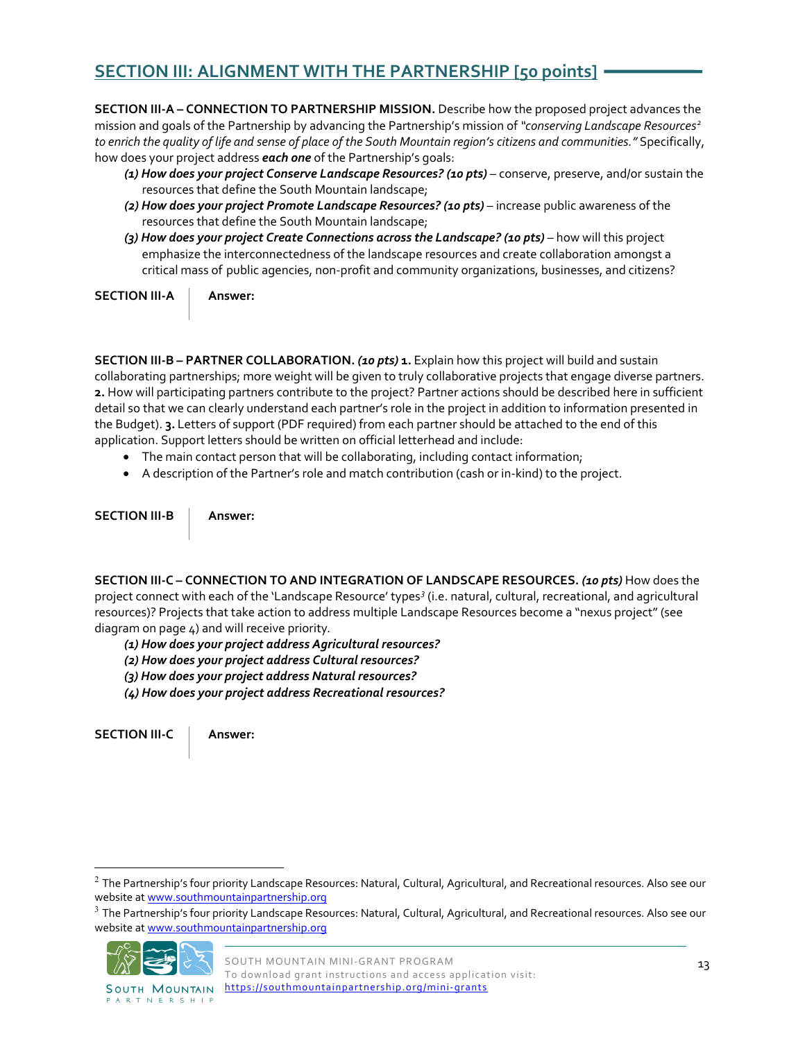## SECTION III: ALIGNMENT WITH THE PARTNERSHIP [50 points]

**SECTION III-A – CONNECTION TO PARTNERSHIP MISSION.** Describe how the proposed project advances the mission and goals of the Partnership by advancing the Partnership's mission of *"conserving Landscape Resources*[2] *to enrich the quality of life and sense of place of the South Mountain region's citizens and communities."* Specifically, how does your project address ***each one*** of the Partnership's goals:

- ***(1) How does your project Conserve Landscape Resources? (10 pts)*** – conserve, preserve, and/or sustain the resources that define the South Mountain landscape;
- ***(2) How does your project Promote Landscape Resources? (10 pts)*** – increase public awareness of the resources that define the South Mountain landscape;
- ***(3) How does your project Create Connections across the Landscape? (10 pts)*** – how will this project emphasize the interconnectedness of the landscape resources and create collaboration amongst a critical mass of public agencies, non-profit and community organizations, businesses, and citizens?

| **SECTION III-A** | **Answer:** |
|---|---|

**SECTION III-B – PARTNER COLLABORATION.** ***(10 pts)*** **1.** Explain how this project will build and sustain collaborating partnerships; more weight will be given to truly collaborative projects that engage diverse partners. **2.** How will participating partners contribute to the project? Partner actions should be described here in sufficient detail so that we can clearly understand each partner's role in the project in addition to information presented in the Budget). **3.** Letters of support (PDF required) from each partner should be attached to the end of this application. Support letters should be written on official letterhead and include:

- The main contact person that will be collaborating, including contact information;
- A description of the Partner's role and match contribution (cash or in-kind) to the project.

| **SECTION III-B** | **Answer:** |
|---|---|

**SECTION III-C – CONNECTION TO AND INTEGRATION OF LANDSCAPE RESOURCES.** ***(10 pts)*** How does the project connect with each of the 'Landscape Resource' types[3] (i.e. natural, cultural, recreational, and agricultural resources)? Projects that take action to address multiple Landscape Resources become a "nexus project" (see diagram on page 4) and will receive priority.

***(1) How does your project address Agricultural resources?***
***(2) How does your project address Cultural resources?***
***(3) How does your project address Natural resources?***
***(4) How does your project address Recreational resources?***

| **SECTION III-C** | **Answer:** |
|---|---|

---

[2] The Partnership's four priority Landscape Resources: Natural, Cultural, Agricultural, and Recreational resources. Also see our website at www.southmountainpartnership.org

[3] The Partnership's four priority Landscape Resources: Natural, Cultural, Agricultural, and Recreational resources. Also see our website at www.southmountainpartnership.org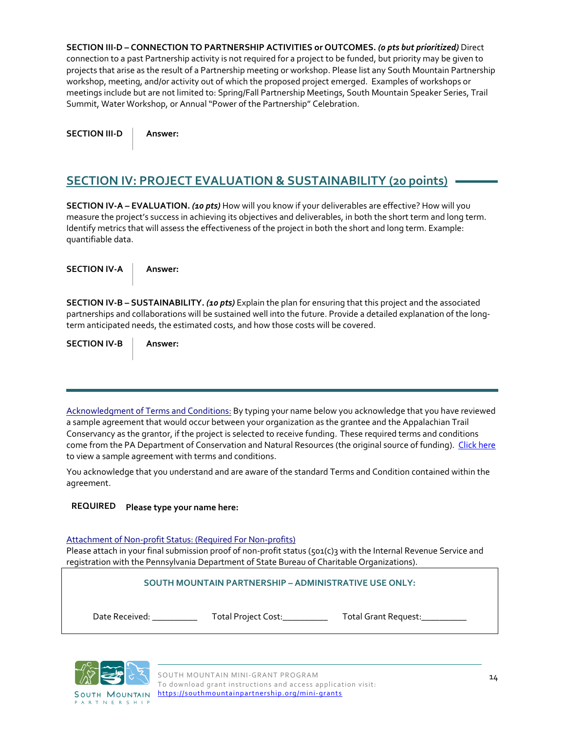**SECTION III-D – CONNECTION TO PARTNERSHIP ACTIVITIES or OUTCOMES.** ***(0 pts but prioritized)*** Direct connection to a past Partnership activity is not required for a project to be funded, but priority may be given to projects that arise as the result of a Partnership meeting or workshop. Please list any South Mountain Partnership workshop, meeting, and/or activity out of which the proposed project emerged. Examples of workshops or meetings include but are not limited to: Spring/Fall Partnership Meetings, South Mountain Speaker Series, Trail Summit, Water Workshop, or Annual "Power of the Partnership" Celebration.

| | |
|---|---|
| **SECTION III-D** | **Answer:** |

## SECTION IV: PROJECT EVALUATION & SUSTAINABILITY (20 points)

**SECTION IV-A – EVALUATION.** ***(10 pts)*** How will you know if your deliverables are effective? How will you measure the project's success in achieving its objectives and deliverables, in both the short term and long term. Identify metrics that will assess the effectiveness of the project in both the short and long term. Example: quantifiable data.

| | |
|---|---|
| **SECTION IV-A** | **Answer:** |

**SECTION IV-B – SUSTAINABILITY.** ***(10 pts)*** Explain the plan for ensuring that this project and the associated partnerships and collaborations will be sustained well into the future. Provide a detailed explanation of the long-term anticipated needs, the estimated costs, and how those costs will be covered.

| | |
|---|---|
| **SECTION IV-B** | **Answer:** |

---

Acknowledgment of Terms and Conditions: By typing your name below you acknowledge that you have reviewed a sample agreement that would occur between your organization as the grantee and the Appalachian Trail Conservancy as the grantor, if the project is selected to receive funding. These required terms and conditions come from the PA Department of Conservation and Natural Resources (the original source of funding). Click here to view a sample agreement with terms and conditions.

You acknowledge that you understand and are aware of the standard Terms and Condition contained within the agreement.

**REQUIRED** **Please type your name here:**

Attachment of Non-profit Status: (Required For Non-profits)
Please attach in your final submission proof of non-profit status (501(c)3 with the Internal Revenue Service and registration with the Pennsylvania Department of State Bureau of Charitable Organizations).

**SOUTH MOUNTAIN PARTNERSHIP – ADMINISTRATIVE USE ONLY:**

Date Received: __________ Total Project Cost:__________ Total Grant Request:__________